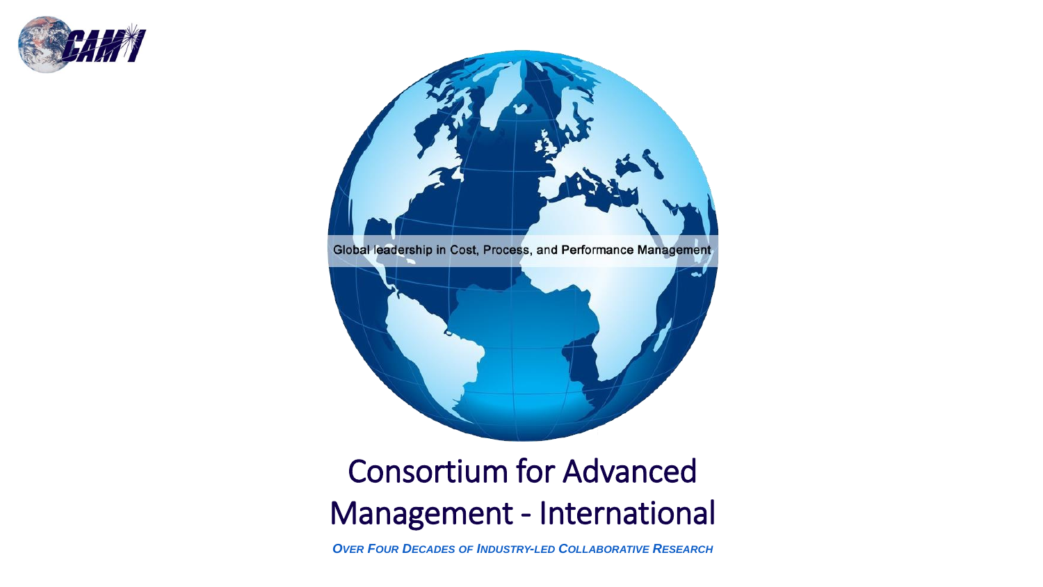Global leadership in Cost, Process, and Performance Management

# Consortium for Advanced Management - International

***Over Four Decades of Industry-led Collaborative Research***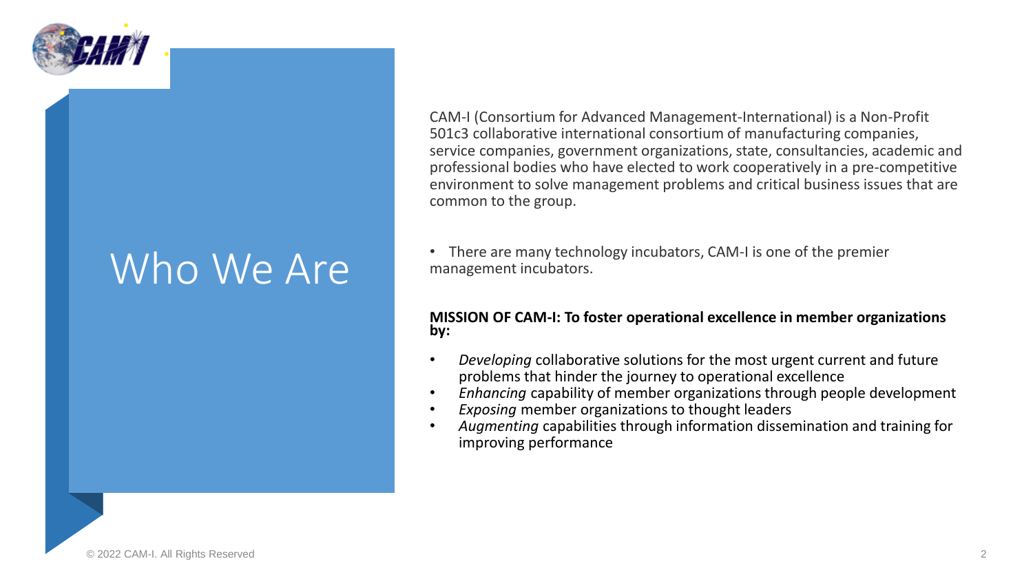# Who We Are

CAM-I (Consortium for Advanced Management-International) is a Non-Profit 501c3 collaborative international consortium of manufacturing companies, service companies, government organizations, state, consultancies, academic and professional bodies who have elected to work cooperatively in a pre-competitive environment to solve management problems and critical business issues that are common to the group.

- There are many technology incubators, CAM-I is one of the premier management incubators.

**MISSION OF CAM-I: To foster operational excellence in member organizations by:**

- *Developing* collaborative solutions for the most urgent current and future problems that hinder the journey to operational excellence
- *Enhancing* capability of member organizations through people development
- *Exposing* member organizations to thought leaders
- *Augmenting* capabilities through information dissemination and training for improving performance

© 2022 CAM-I. All Rights Reserved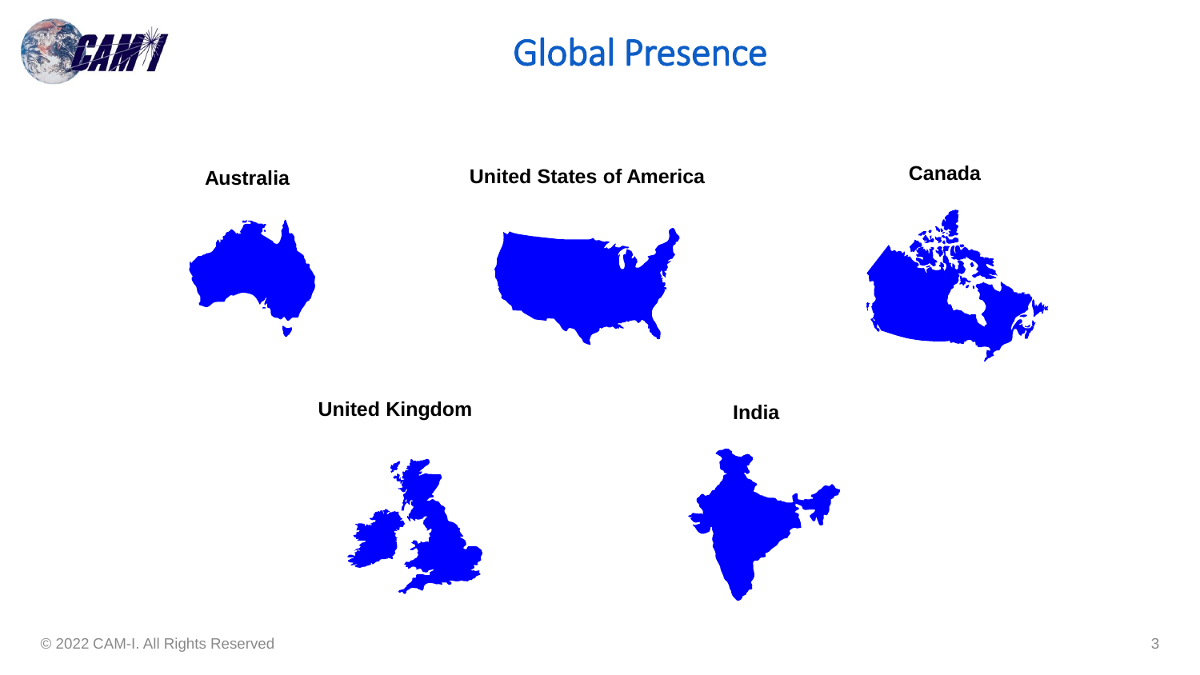# Global Presence

**Australia**

**United States of America**

**Canada**

**United Kingdom**

**India**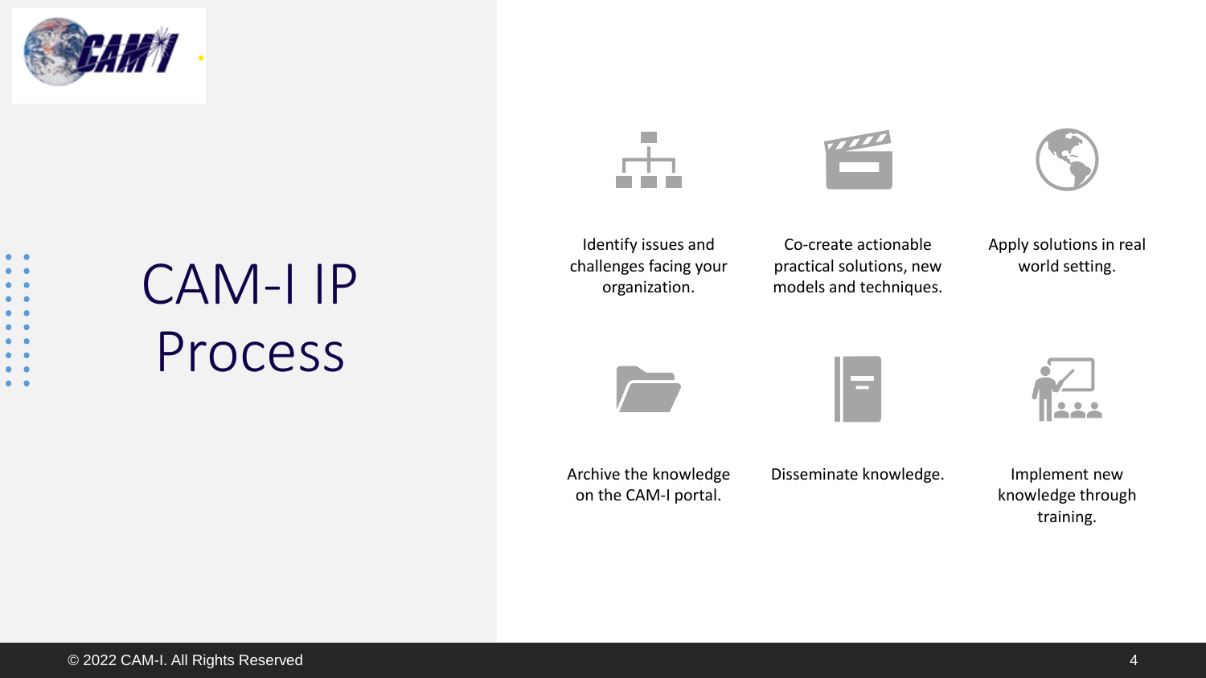# CAM-I IP Process

- Identify issues and challenges facing your organization.
- Co-create actionable practical solutions, new models and techniques.
- Apply solutions in real world setting.
- Archive the knowledge on the CAM-I portal.
- Disseminate knowledge.
- Implement new knowledge through training.

© 2022 CAM-I. All Rights Reserved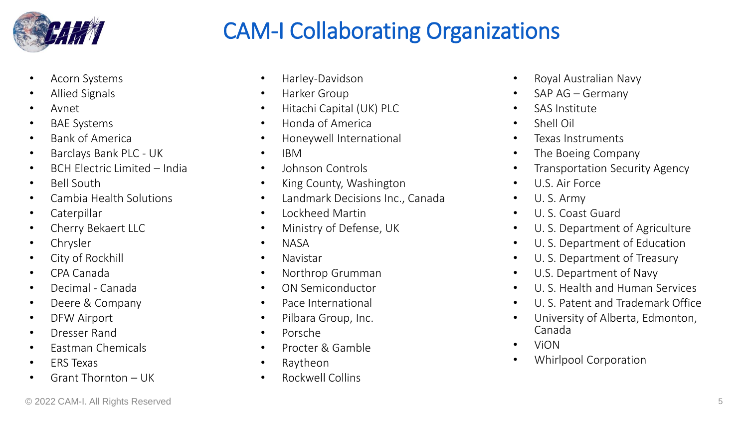# CAM-I Collaborating Organizations

- Acorn Systems
- Allied Signals
- Avnet
- BAE Systems
- Bank of America
- Barclays Bank PLC - UK
- BCH Electric Limited – India
- Bell South
- Cambia Health Solutions
- Caterpillar
- Cherry Bekaert LLC
- Chrysler
- City of Rockhill
- CPA Canada
- Decimal - Canada
- Deere & Company
- DFW Airport
- Dresser Rand
- Eastman Chemicals
- ERS Texas
- Grant Thornton – UK
- Harley-Davidson
- Harker Group
- Hitachi Capital (UK) PLC
- Honda of America
- Honeywell International
- IBM
- Johnson Controls
- King County, Washington
- Landmark Decisions Inc., Canada
- Lockheed Martin
- Ministry of Defense, UK
- NASA
- Navistar
- Northrop Grumman
- ON Semiconductor
- Pace International
- Pilbara Group, Inc.
- Porsche
- Procter & Gamble
- Raytheon
- Rockwell Collins
- Royal Australian Navy
- SAP AG – Germany
- SAS Institute
- Shell Oil
- Texas Instruments
- The Boeing Company
- Transportation Security Agency
- U.S. Air Force
- U. S. Army
- U. S. Coast Guard
- U. S. Department of Agriculture
- U. S. Department of Education
- U. S. Department of Treasury
- U.S. Department of Navy
- U. S. Health and Human Services
- U. S. Patent and Trademark Office
- University of Alberta, Edmonton, Canada
- ViON
- Whirlpool Corporation

© 2022 CAM-I. All Rights Reserved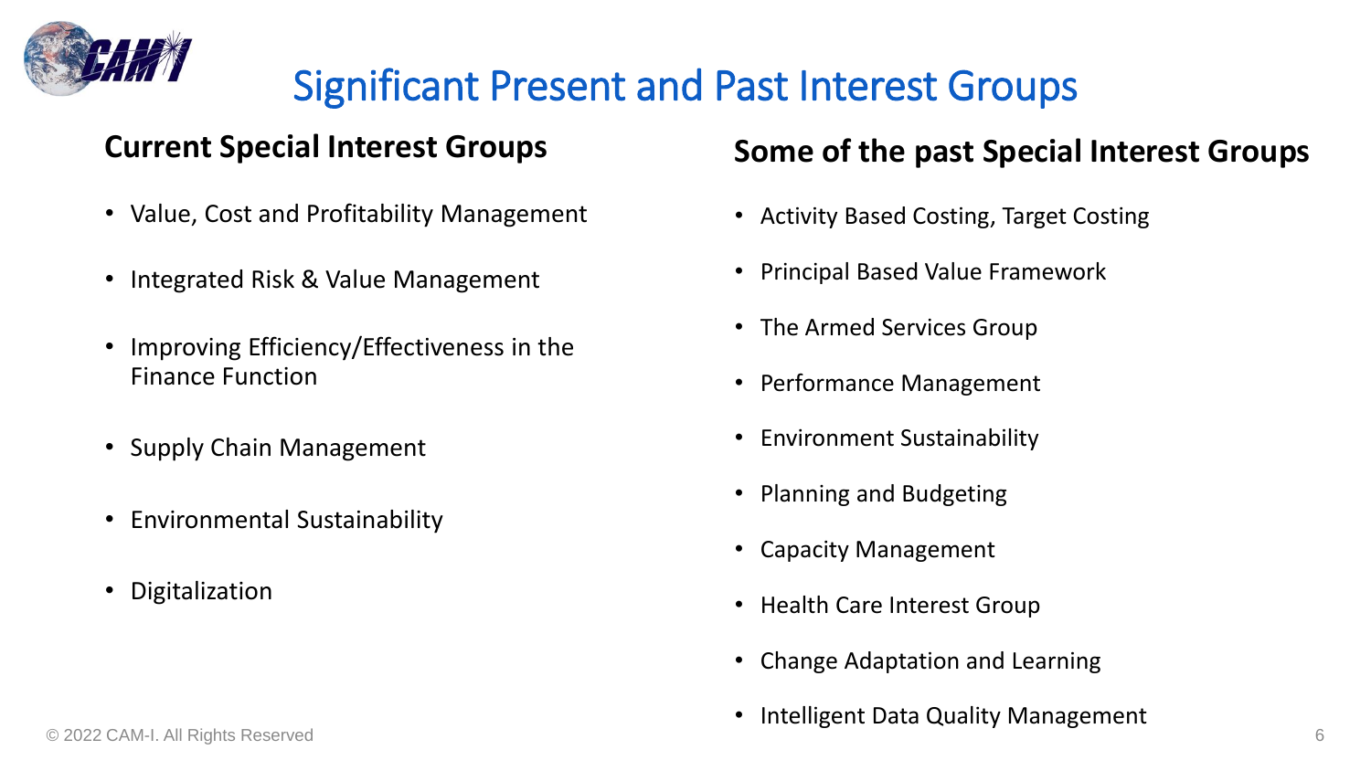# Significant Present and Past Interest Groups

## Current Special Interest Groups

- Value, Cost and Profitability Management
- Integrated Risk & Value Management
- Improving Efficiency/Effectiveness in the Finance Function
- Supply Chain Management
- Environmental Sustainability
- Digitalization

## Some of the past Special Interest Groups

- Activity Based Costing, Target Costing
- Principal Based Value Framework
- The Armed Services Group
- Performance Management
- Environment Sustainability
- Planning and Budgeting
- Capacity Management
- Health Care Interest Group
- Change Adaptation and Learning
- Intelligent Data Quality Management

© 2022 CAM-I. All Rights Reserved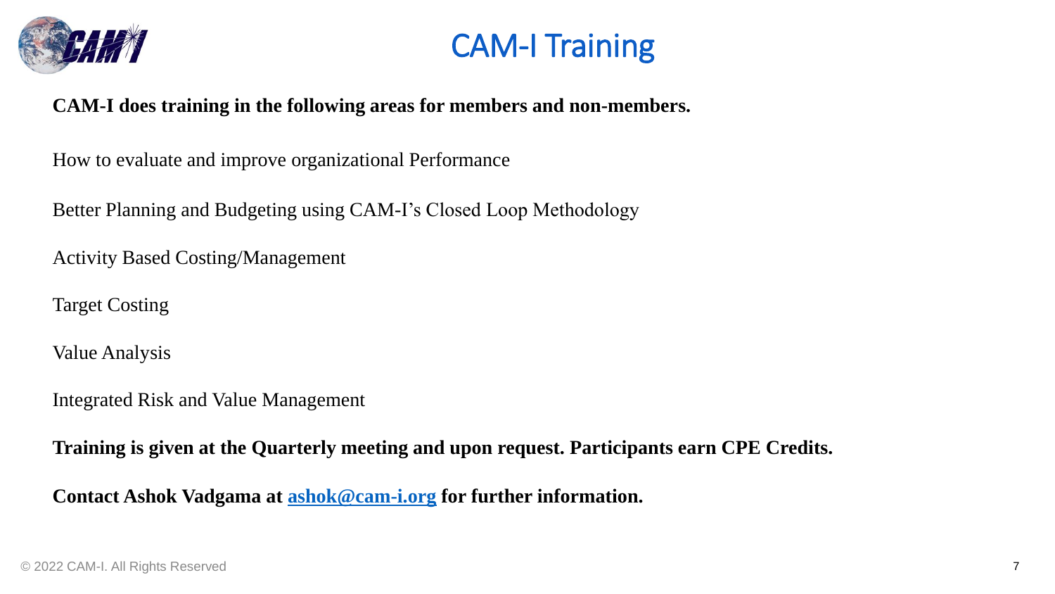# CAM-I Training

**CAM-I does training in the following areas for members and non-members.**

How to evaluate and improve organizational Performance

Better Planning and Budgeting using CAM-I's Closed Loop Methodology

Activity Based Costing/Management

Target Costing

Value Analysis

Integrated Risk and Value Management

**Training is given at the Quarterly meeting and upon request. Participants earn CPE Credits.**

**Contact Ashok Vadgama at [ashok@cam-i.org](mailto:ashok@cam-i.org) for further information.**

© 2022 CAM-I. All Rights Reserved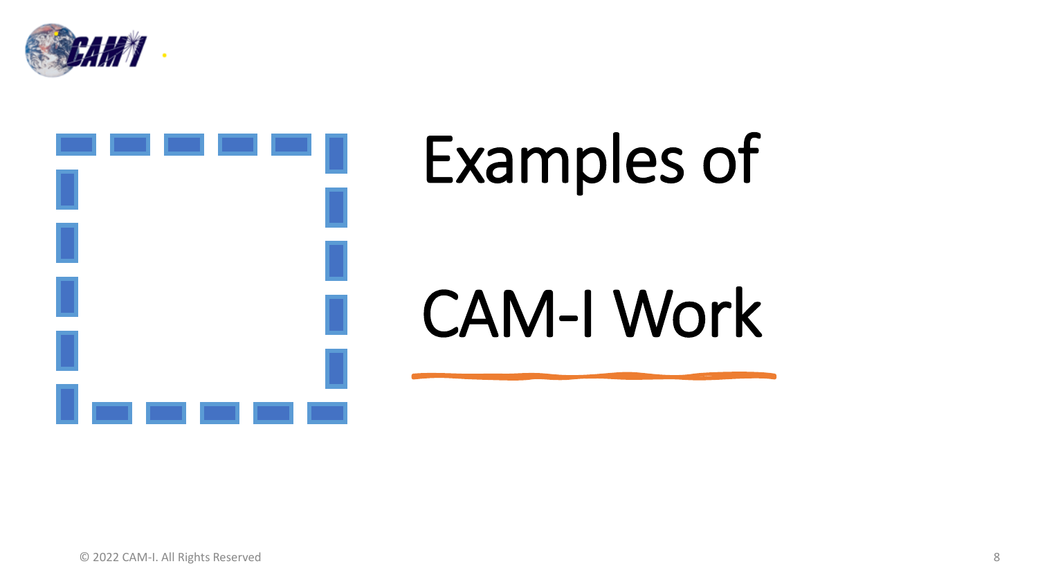# Examples of CAM-I Work

© 2022 CAM-I. All Rights Reserved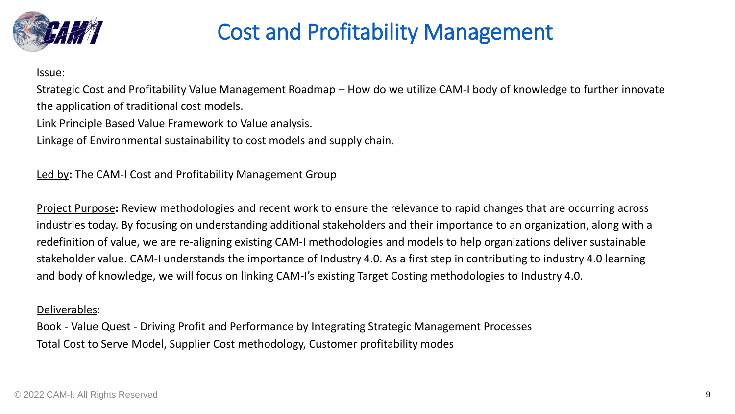# Cost and Profitability Management

Issue:

Strategic Cost and Profitability Value Management Roadmap – How do we utilize CAM-I body of knowledge to further innovate the application of traditional cost models.

Link Principle Based Value Framework to Value analysis.

Linkage of Environmental sustainability to cost models and supply chain.

Led by**:** The CAM-I Cost and Profitability Management Group

Project Purpose**:** Review methodologies and recent work to ensure the relevance to rapid changes that are occurring across industries today. By focusing on understanding additional stakeholders and their importance to an organization, along with a redefinition of value, we are re-aligning existing CAM-I methodologies and models to help organizations deliver sustainable stakeholder value. CAM-I understands the importance of Industry 4.0. As a first step in contributing to industry 4.0 learning and body of knowledge, we will focus on linking CAM-I's existing Target Costing methodologies to Industry 4.0.

Deliverables:

Book - Value Quest - Driving Profit and Performance by Integrating Strategic Management Processes

Total Cost to Serve Model, Supplier Cost methodology, Customer profitability modes

© 2022 CAM-I. All Rights Reserved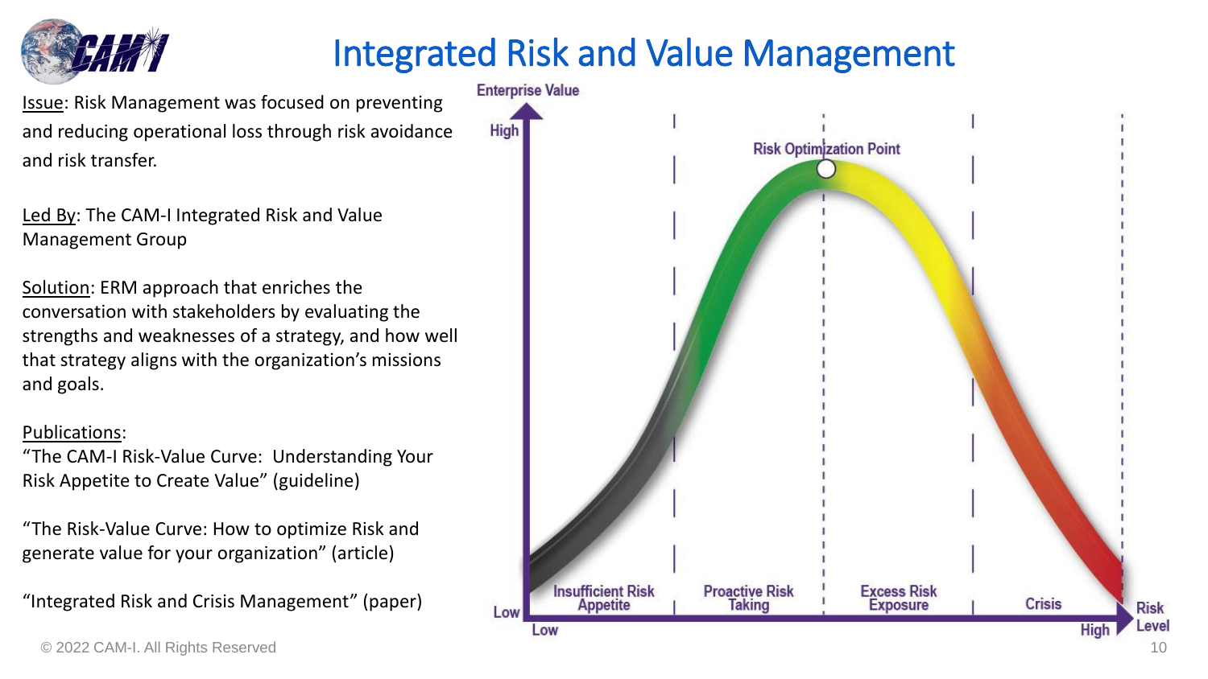# Integrated Risk and Value Management

Issue: Risk Management was focused on preventing and reducing operational loss through risk avoidance and risk transfer.

Led By: The CAM-I Integrated Risk and Value Management Group

Solution: ERM approach that enriches the conversation with stakeholders by evaluating the strengths and weaknesses of a strategy, and how well that strategy aligns with the organization's missions and goals.

Publications:
"The CAM-I Risk-Value Curve: Understanding Your Risk Appetite to Create Value" (guideline)

"The Risk-Value Curve: How to optimize Risk and generate value for your organization" (article)

"Integrated Risk and Crisis Management" (paper)

Enterprise Value
High
Low
Risk Optimization Point
Insufficient Risk Appetite
Proactive Risk Taking
Excess Risk Exposure
Crisis
Low
High
Risk Level

© 2022 CAM-I. All Rights Reserved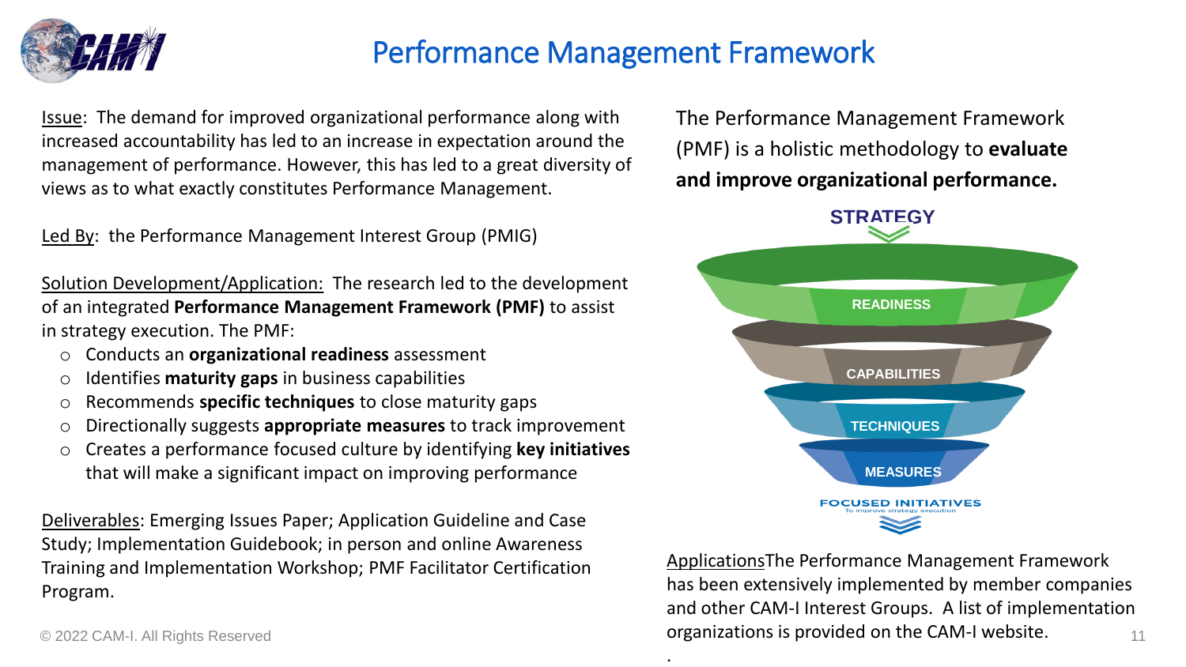# Performance Management Framework

Issue: The demand for improved organizational performance along with increased accountability has led to an increase in expectation around the management of performance. However, this has led to a great diversity of views as to what exactly constitutes Performance Management.

Led By: the Performance Management Interest Group (PMIG)

Solution Development/Application: The research led to the development of an integrated **Performance Management Framework (PMF)** to assist in strategy execution. The PMF:

- Conducts an **organizational readiness** assessment
- Identifies **maturity gaps** in business capabilities
- Recommends **specific techniques** to close maturity gaps
- Directionally suggests **appropriate measures** to track improvement
- Creates a performance focused culture by identifying **key initiatives** that will make a significant impact on improving performance

Deliverables: Emerging Issues Paper; Application Guideline and Case Study; Implementation Guidebook; in person and online Awareness Training and Implementation Workshop; PMF Facilitator Certification Program.

The Performance Management Framework (PMF) is a holistic methodology to **evaluate and improve organizational performance.**

STRATEGY

READINESS

CAPABILITIES

TECHNIQUES

MEASURES

FOCUSED INITIATIVES

To improve strategy execution

ApplicationsThe Performance Management Framework has been extensively implemented by member companies and other CAM-I Interest Groups. A list of implementation organizations is provided on the CAM-I website.

© 2022 CAM-I. All Rights Reserved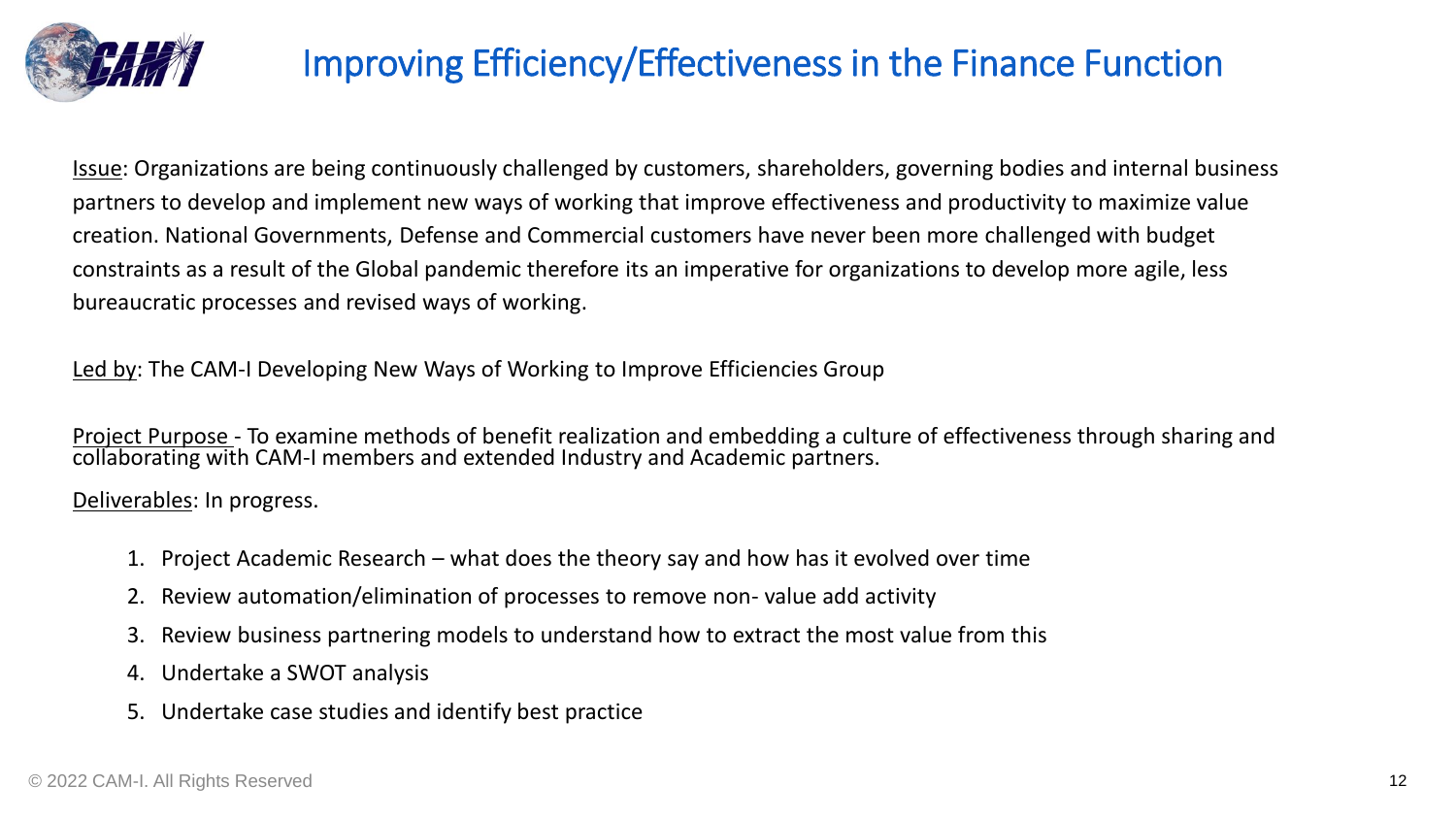# Improving Efficiency/Effectiveness in the Finance Function

Issue: Organizations are being continuously challenged by customers, shareholders, governing bodies and internal business partners to develop and implement new ways of working that improve effectiveness and productivity to maximize value creation. National Governments, Defense and Commercial customers have never been more challenged with budget constraints as a result of the Global pandemic therefore its an imperative for organizations to develop more agile, less bureaucratic processes and revised ways of working.

Led by: The CAM-I Developing New Ways of Working to Improve Efficiencies Group

Project Purpose - To examine methods of benefit realization and embedding a culture of effectiveness through sharing and collaborating with CAM-I members and extended Industry and Academic partners.

Deliverables: In progress.

1. Project Academic Research – what does the theory say and how has it evolved over time
2. Review automation/elimination of processes to remove non- value add activity
3. Review business partnering models to understand how to extract the most value from this
4. Undertake a SWOT analysis
5. Undertake case studies and identify best practice

© 2022 CAM-I. All Rights Reserved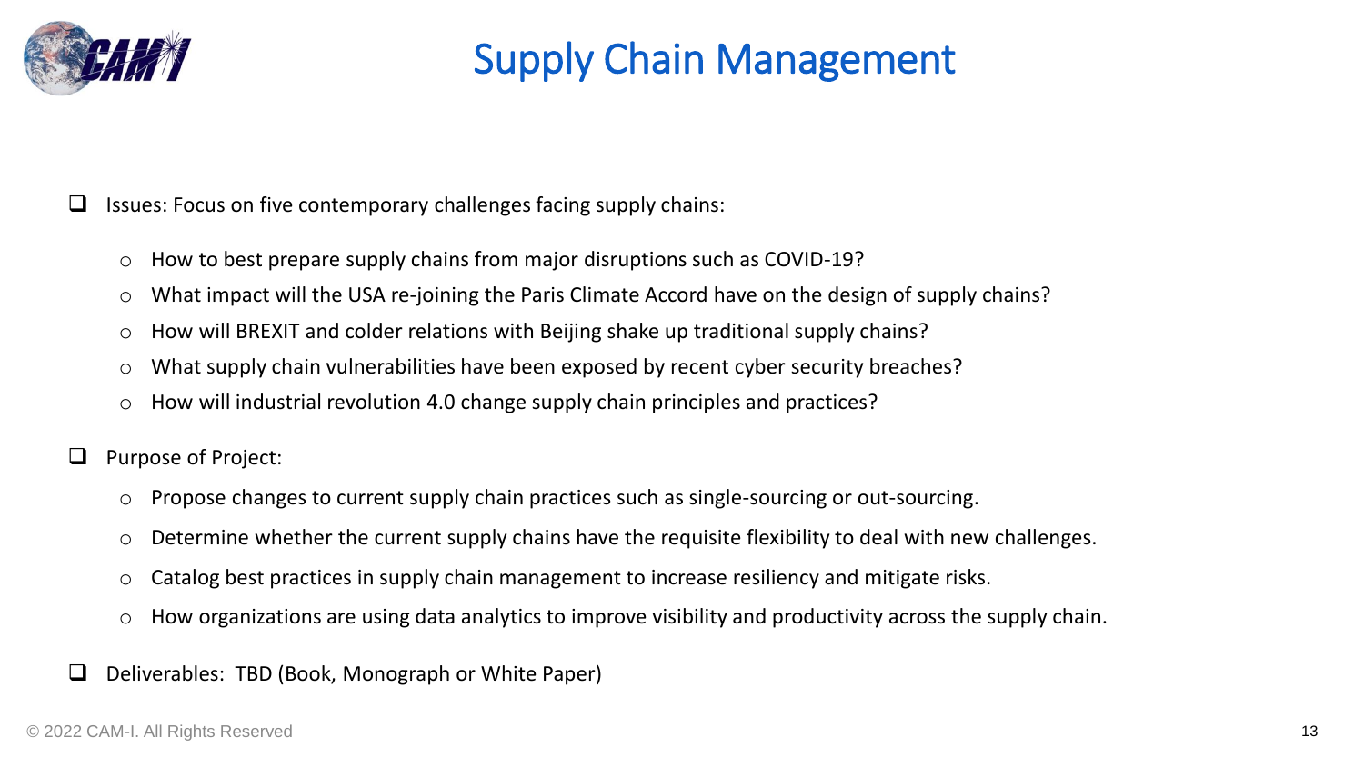# Supply Chain Management

- Issues: Focus on five contemporary challenges facing supply chains:
  - How to best prepare supply chains from major disruptions such as COVID-19?
  - What impact will the USA re-joining the Paris Climate Accord have on the design of supply chains?
  - How will BREXIT and colder relations with Beijing shake up traditional supply chains?
  - What supply chain vulnerabilities have been exposed by recent cyber security breaches?
  - How will industrial revolution 4.0 change supply chain principles and practices?
- Purpose of Project:
  - Propose changes to current supply chain practices such as single-sourcing or out-sourcing.
  - Determine whether the current supply chains have the requisite flexibility to deal with new challenges.
  - Catalog best practices in supply chain management to increase resiliency and mitigate risks.
  - How organizations are using data analytics to improve visibility and productivity across the supply chain.
- Deliverables: TBD (Book, Monograph or White Paper)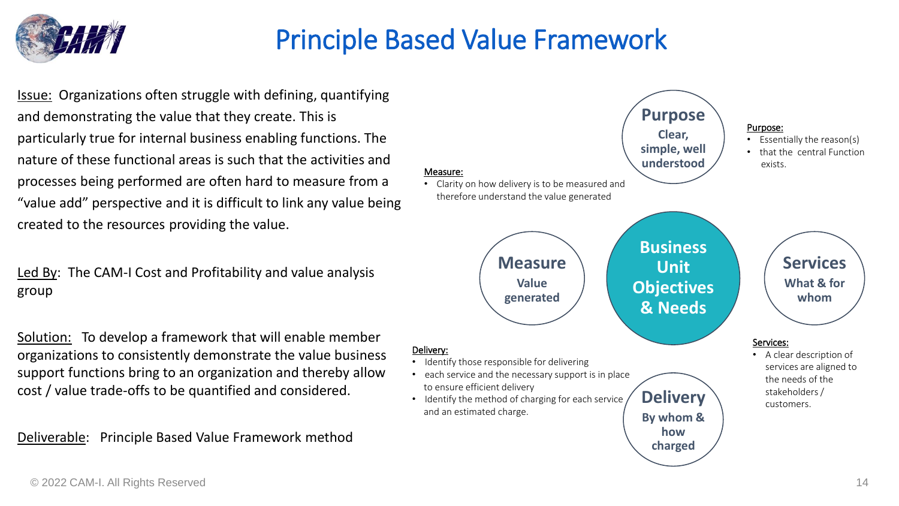# Principle Based Value Framework

Issue: Organizations often struggle with defining, quantifying and demonstrating the value that they create. This is particularly true for internal business enabling functions. The nature of these functional areas is such that the activities and processes being performed are often hard to measure from a "value add" perspective and it is difficult to link any value being created to the resources providing the value.

Led By: The CAM-I Cost and Profitability and value analysis group

Solution: To develop a framework that will enable member organizations to consistently demonstrate the value business support functions bring to an organization and thereby allow cost / value trade-offs to be quantified and considered.

Deliverable: Principle Based Value Framework method

**Business Unit Objectives & Needs**

**Purpose** – Clear, simple, well understood

Purpose:
- Essentially the reason(s)
- that the central Function exists.

**Services** – What & for whom

Services:
- A clear description of services are aligned to the needs of the stakeholders / customers.

**Delivery** – By whom & how charged

Delivery:
- Identify those responsible for delivering
- each service and the necessary support is in place to ensure efficient delivery
- Identify the method of charging for each service and an estimated charge.

**Measure** – Value generated

Measure:
- Clarity on how delivery is to be measured and therefore understand the value generated

© 2022 CAM-I. All Rights Reserved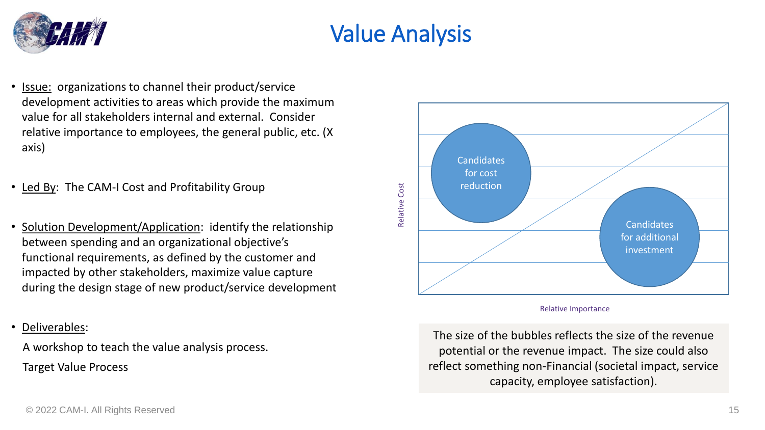# Value Analysis

- Issue: organizations to channel their product/service development activities to areas which provide the maximum value for all stakeholders internal and external. Consider relative importance to employees, the general public, etc. (X axis)

- Led By: The CAM-I Cost and Profitability Group

- Solution Development/Application: identify the relationship between spending and an organizational objective's functional requirements, as defined by the customer and impacted by other stakeholders, maximize value capture during the design stage of new product/service development

- Deliverables:

  A workshop to teach the value analysis process.

  Target Value Process

Candidates for cost reduction

Candidates for additional investment

Relative Cost

Relative Importance

The size of the bubbles reflects the size of the revenue potential or the revenue impact. The size could also reflect something non-Financial (societal impact, service capacity, employee satisfaction).

© 2022 CAM-I. All Rights Reserved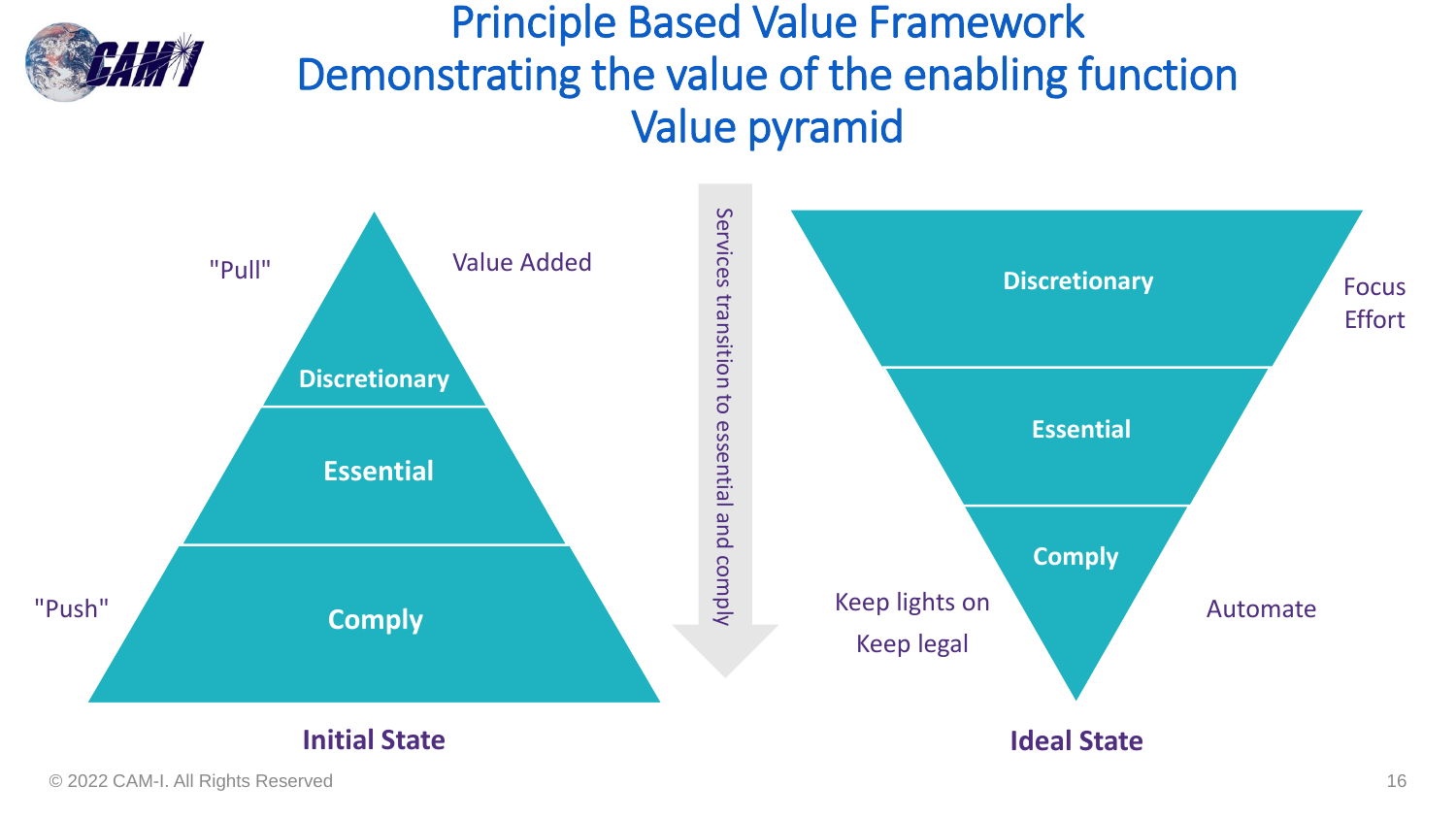# Principle Based Value Framework
# Demonstrating the value of the enabling function
# Value pyramid

"Pull"

Value Added

Discretionary

Essential

"Push"

Comply

**Initial State**

Services transition to essential and comply

Discretionary

Focus Effort

Essential

Comply

Keep lights on

Keep legal

Automate

**Ideal State**

© 2022 CAM-I. All Rights Reserved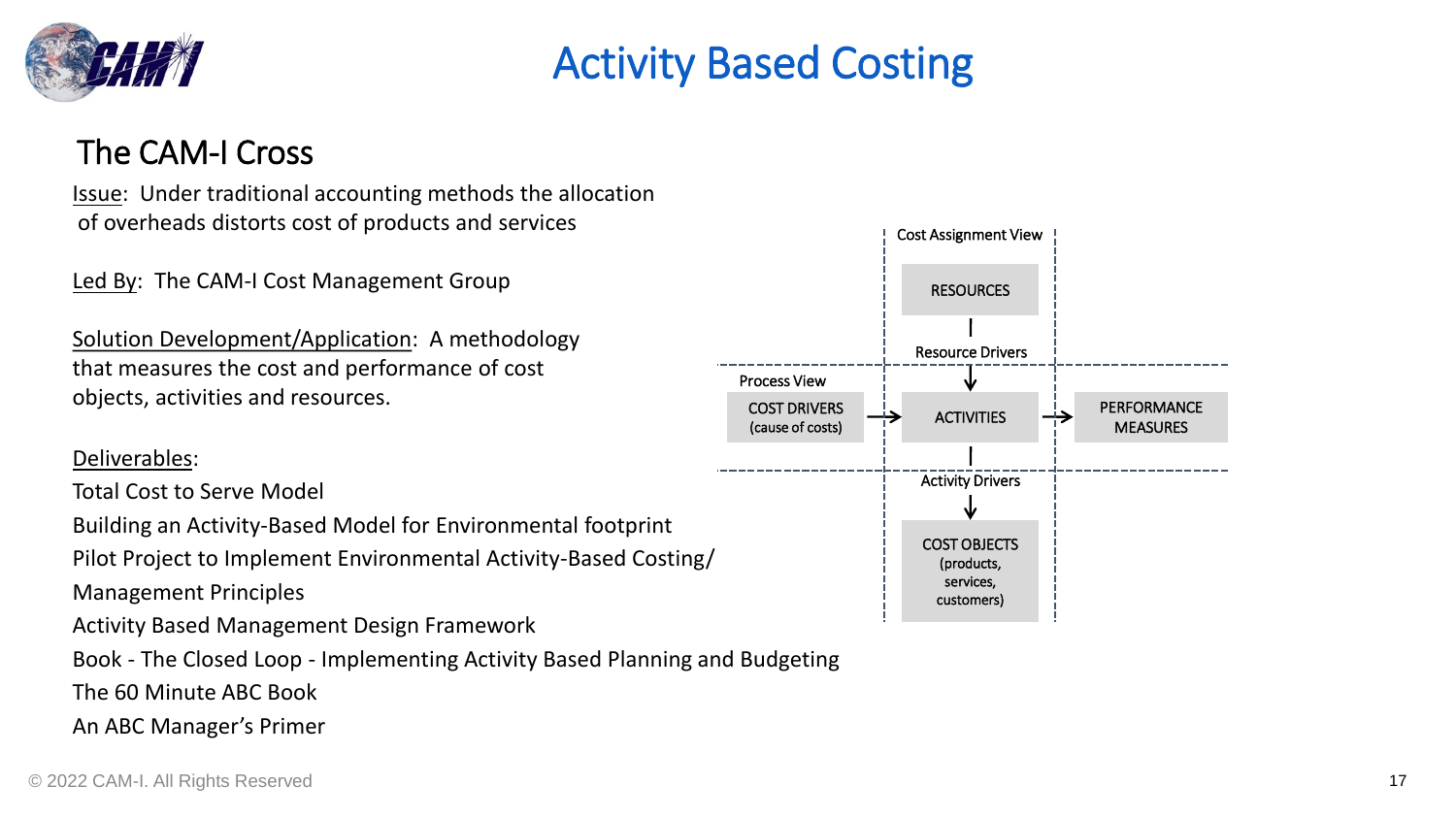# Activity Based Costing

## The CAM-I Cross

Issue: Under traditional accounting methods the allocation of overheads distorts cost of products and services

Led By: The CAM-I Cost Management Group

Solution Development/Application: A methodology that measures the cost and performance of cost objects, activities and resources.

Deliverables:

Total Cost to Serve Model

Building an Activity-Based Model for Environmental footprint

Pilot Project to Implement Environmental Activity-Based Costing/ Management Principles

Activity Based Management Design Framework

Book - The Closed Loop - Implementing Activity Based Planning and Budgeting

The 60 Minute ABC Book

An ABC Manager's Primer

Cost Assignment View

RESOURCES

Resource Drivers

Process View

COST DRIVERS (cause of costs)

ACTIVITIES

PERFORMANCE MEASURES

Activity Drivers

COST OBJECTS (products, services, customers)

© 2022 CAM-I. All Rights Reserved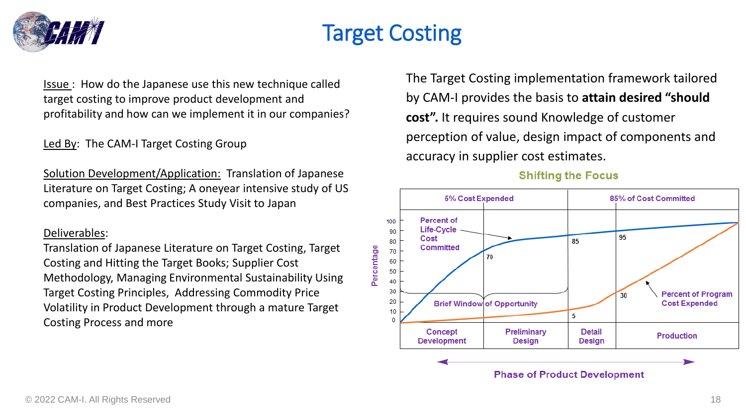# Target Costing

Issue : How do the Japanese use this new technique called target costing to improve product development and profitability and how can we implement it in our companies?

Led By: The CAM-I Target Costing Group

Solution Development/Application: Translation of Japanese Literature on Target Costing; A oneyear intensive study of US companies, and Best Practices Study Visit to Japan

Deliverables:
Translation of Japanese Literature on Target Costing, Target Costing and Hitting the Target Books; Supplier Cost Methodology, Managing Environmental Sustainability Using Target Costing Principles, Addressing Commodity Price Volatility in Product Development through a mature Target Costing Process and more

The Target Costing implementation framework tailored by CAM-I provides the basis to **attain desired "should cost".** It requires sound Knowledge of customer perception of value, design impact of components and accuracy in supplier cost estimates.

Shifting the Focus

5% Cost Expended
85% of Cost Committed

Percentage
100
90
80
70
60
50
40
30
20
10
0

Percent of Life-Cycle Cost Committed
70
85
95
30
5
Brief Window of Opportunity
Percent of Program Cost Expended

Concept Development
Preliminary Design
Detail Design
Production

Phase of Product Development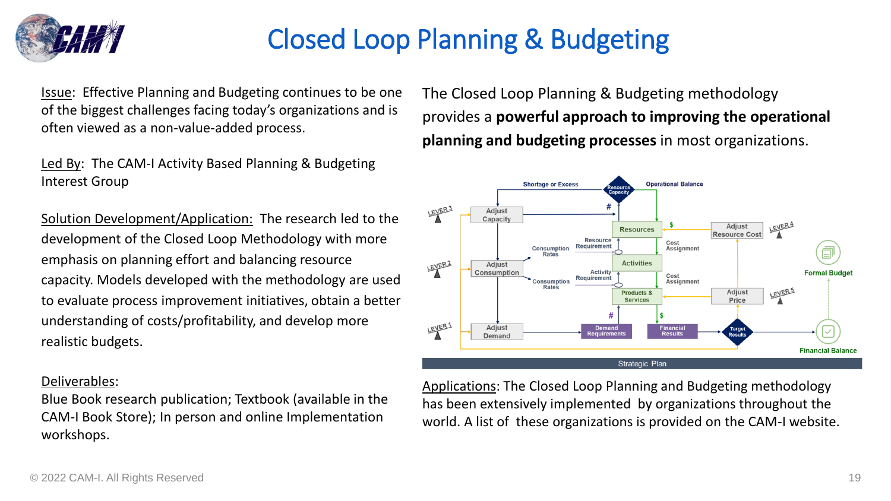# Closed Loop Planning & Budgeting

Issue: Effective Planning and Budgeting continues to be one of the biggest challenges facing today's organizations and is often viewed as a non-value-added process.

Led By: The CAM-I Activity Based Planning & Budgeting Interest Group

Solution Development/Application: The research led to the development of the Closed Loop Methodology with more emphasis on planning effort and balancing resource capacity. Models developed with the methodology are used to evaluate process improvement initiatives, obtain a better understanding of costs/profitability, and develop more realistic budgets.

Deliverables:
Blue Book research publication; Textbook (available in the CAM-I Book Store); In person and online Implementation workshops.

The Closed Loop Planning & Budgeting methodology provides a **powerful approach to improving the operational planning and budgeting processes** in most organizations.

Shortage or Excess
Resource Capacity
Operational Balance
LEVER 3
Adjust Capacity
#
Resources
$
Adjust Resource Cost
LEVER 4
Resource Requirement
Consumption Rates
Cost Assignment
LEVER 2
Adjust Consumption
Activities
Formal Budget
Activity Requirement
Consumption Rates
Cost Assignment
Products & Services
Adjust Price
LEVER 5
#
$
LEVER 1
Adjust Demand
Demand Requirements
Financial Results
Target Results
Financial Balance
Strategic Plan

Applications: The Closed Loop Planning and Budgeting methodology has been extensively implemented by organizations throughout the world. A list of these organizations is provided on the CAM-I website.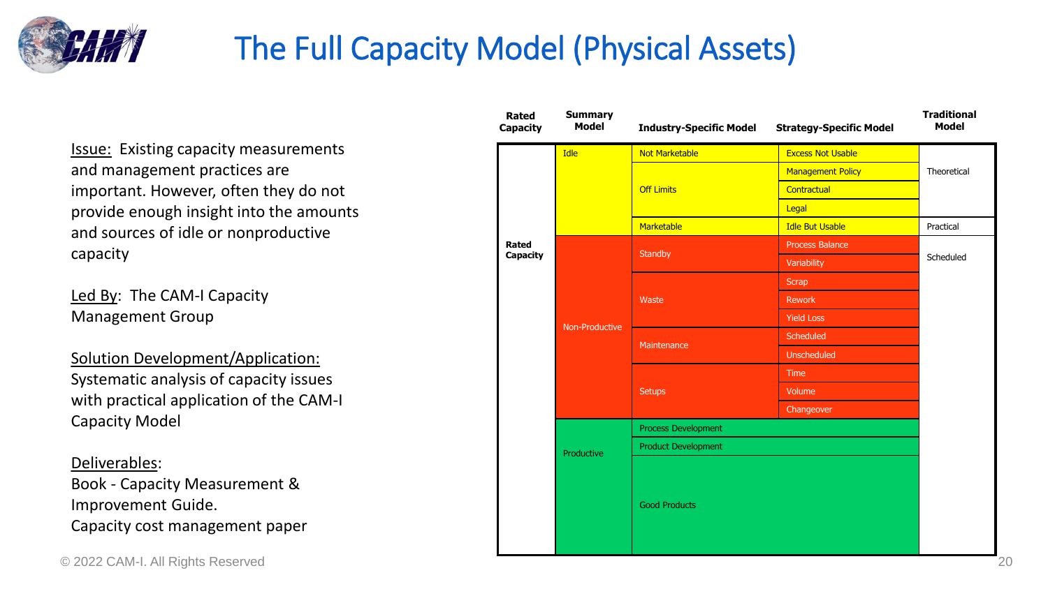# The Full Capacity Model (Physical Assets)

Issue: Existing capacity measurements and management practices are important. However, often they do not provide enough insight into the amounts and sources of idle or nonproductive capacity

Led By: The CAM-I Capacity Management Group

Solution Development/Application: Systematic analysis of capacity issues with practical application of the CAM-I Capacity Model

Deliverables:
Book - Capacity Measurement & Improvement Guide.
Capacity cost management paper

| Rated Capacity | Summary Model | Industry-Specific Model | Strategy-Specific Model | Traditional Model |
|---|---|---|---|---|
| Rated Capacity | Idle | Not Marketable | Excess Not Usable | Theoretical |
| | | Off Limits | Management Policy | |
| | | | Contractual | |
| | | | Legal | |
| | | Marketable | Idle But Usable | Practical |
| | Non-Productive | Standby | Process Balance | Scheduled |
| | | | Variability | |
| | | Waste | Scrap | |
| | | | Rework | |
| | | | Yield Loss | |
| | | Maintenance | Scheduled | |
| | | | Unscheduled | |
| | | Setups | Time | |
| | | | Volume | |
| | | | Changeover | |
| | Productive | Process Development | | |
| | | Product Development | | |
| | | Good Products | | |

© 2022 CAM-I. All Rights Reserved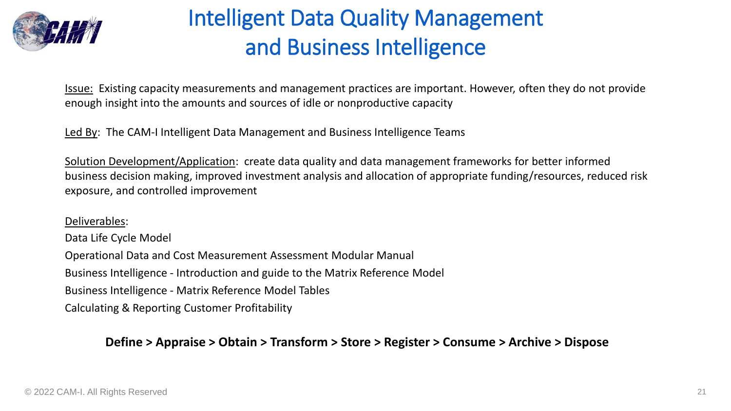# Intelligent Data Quality Management and Business Intelligence

Issue: Existing capacity measurements and management practices are important. However, often they do not provide enough insight into the amounts and sources of idle or nonproductive capacity

Led By: The CAM-I Intelligent Data Management and Business Intelligence Teams

Solution Development/Application: create data quality and data management frameworks for better informed business decision making, improved investment analysis and allocation of appropriate funding/resources, reduced risk exposure, and controlled improvement

Deliverables:

Data Life Cycle Model

Operational Data and Cost Measurement Assessment Modular Manual

Business Intelligence - Introduction and guide to the Matrix Reference Model

Business Intelligence - Matrix Reference Model Tables

Calculating & Reporting Customer Profitability

**Define > Appraise > Obtain > Transform > Store > Register > Consume > Archive > Dispose**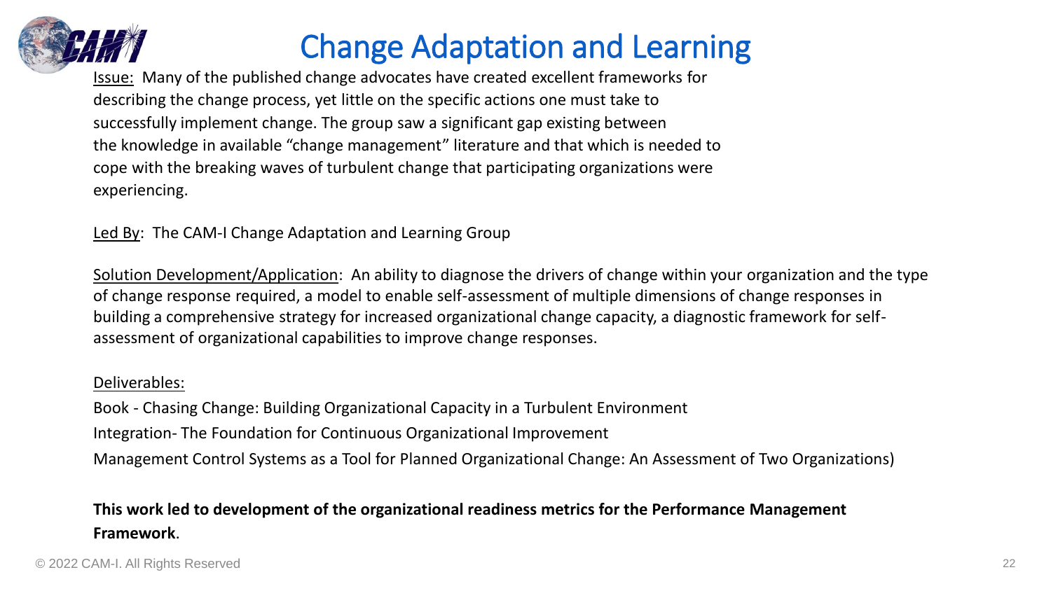# Change Adaptation and Learning

Issue: Many of the published change advocates have created excellent frameworks for describing the change process, yet little on the specific actions one must take to successfully implement change. The group saw a significant gap existing between the knowledge in available "change management" literature and that which is needed to cope with the breaking waves of turbulent change that participating organizations were experiencing.

Led By: The CAM-I Change Adaptation and Learning Group

Solution Development/Application: An ability to diagnose the drivers of change within your organization and the type of change response required, a model to enable self-assessment of multiple dimensions of change responses in building a comprehensive strategy for increased organizational change capacity, a diagnostic framework for self-assessment of organizational capabilities to improve change responses.

Deliverables:

Book - Chasing Change: Building Organizational Capacity in a Turbulent Environment

Integration- The Foundation for Continuous Organizational Improvement

Management Control Systems as a Tool for Planned Organizational Change: An Assessment of Two Organizations)

**This work led to development of the organizational readiness metrics for the Performance Management Framework**.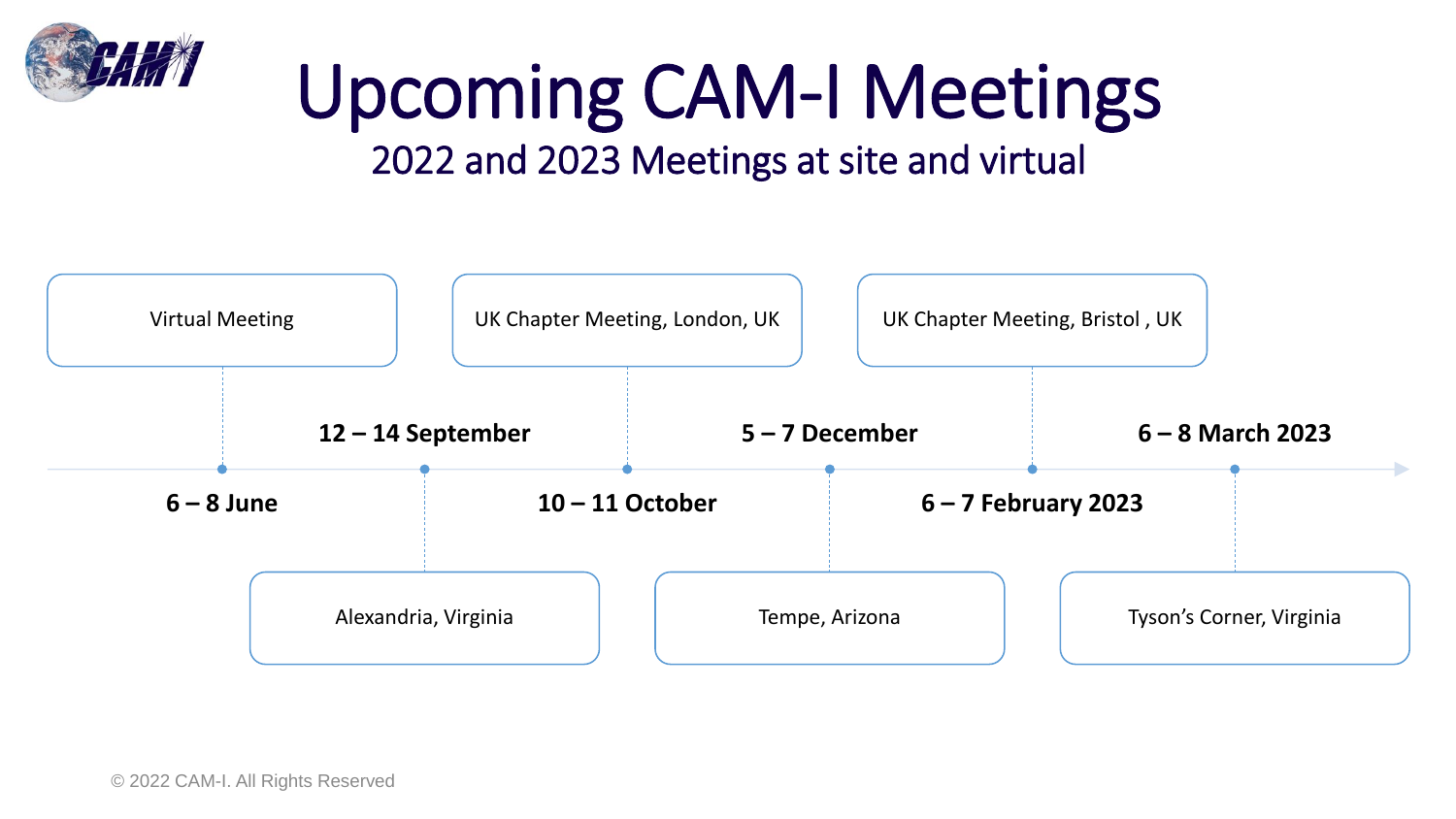# Upcoming CAM-I Meetings

## 2022 and 2023 Meetings at site and virtual

- **6 – 8 June** — Virtual Meeting
- **12 – 14 September** — Alexandria, Virginia
- **10 – 11 October** — UK Chapter Meeting, London, UK
- **5 – 7 December** — Tempe, Arizona
- **6 – 7 February 2023** — UK Chapter Meeting, Bristol , UK
- **6 – 8 March 2023** — Tyson's Corner, Virginia

© 2022 CAM-I. All Rights Reserved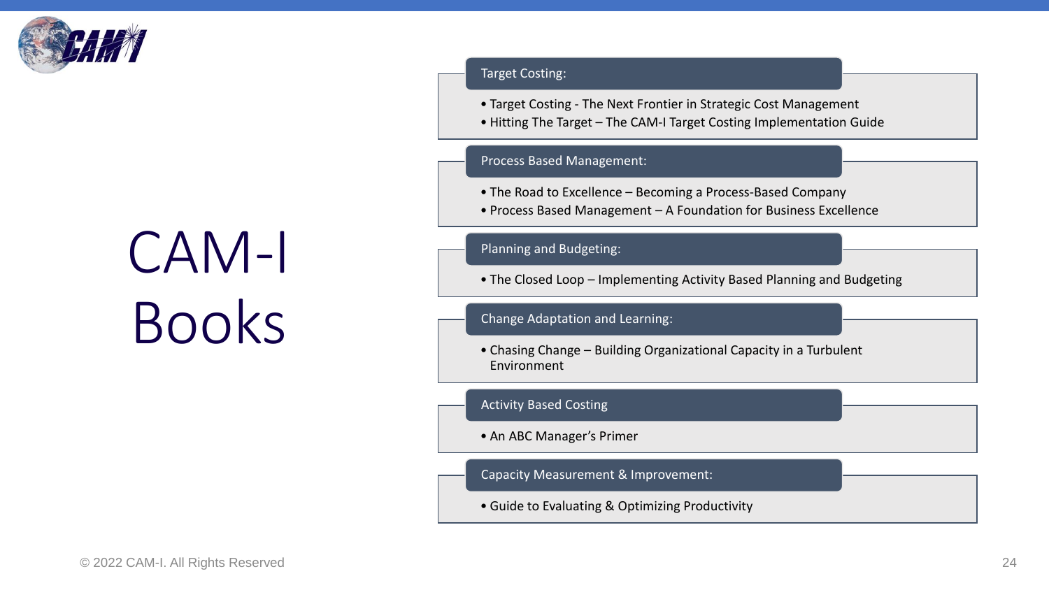# CAM-I Books

## Target Costing:

- Target Costing - The Next Frontier in Strategic Cost Management
- Hitting The Target – The CAM-I Target Costing Implementation Guide

## Process Based Management:

- The Road to Excellence – Becoming a Process-Based Company
- Process Based Management – A Foundation for Business Excellence

## Planning and Budgeting:

- The Closed Loop – Implementing Activity Based Planning and Budgeting

## Change Adaptation and Learning:

- Chasing Change – Building Organizational Capacity in a Turbulent Environment

## Activity Based Costing

- An ABC Manager's Primer

## Capacity Measurement & Improvement:

- Guide to Evaluating & Optimizing Productivity

© 2022 CAM-I. All Rights Reserved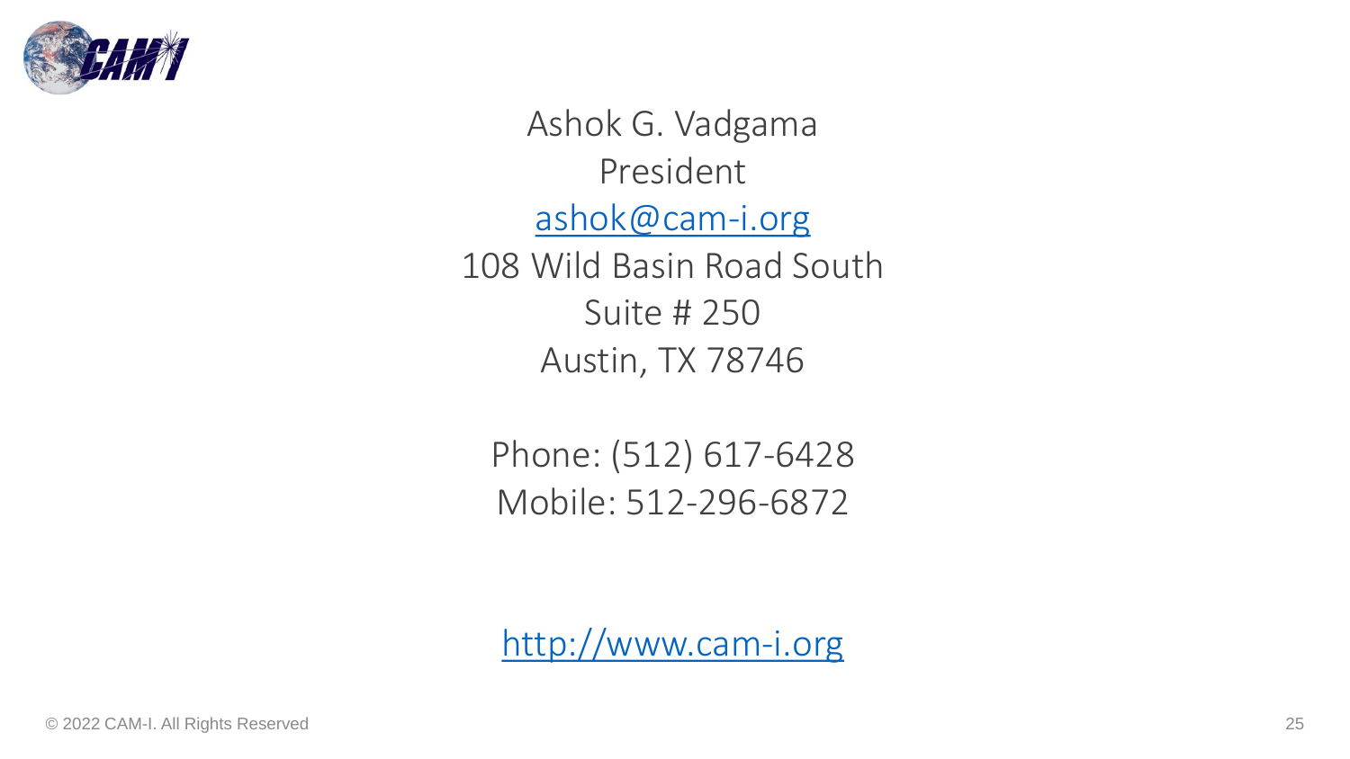Ashok G. Vadgama

President

ashok@cam-i.org

108 Wild Basin Road South

Suite # 250

Austin, TX 78746

Phone: (512) 617-6428

Mobile: 512-296-6872

http://www.cam-i.org

© 2022 CAM-I. All Rights Reserved